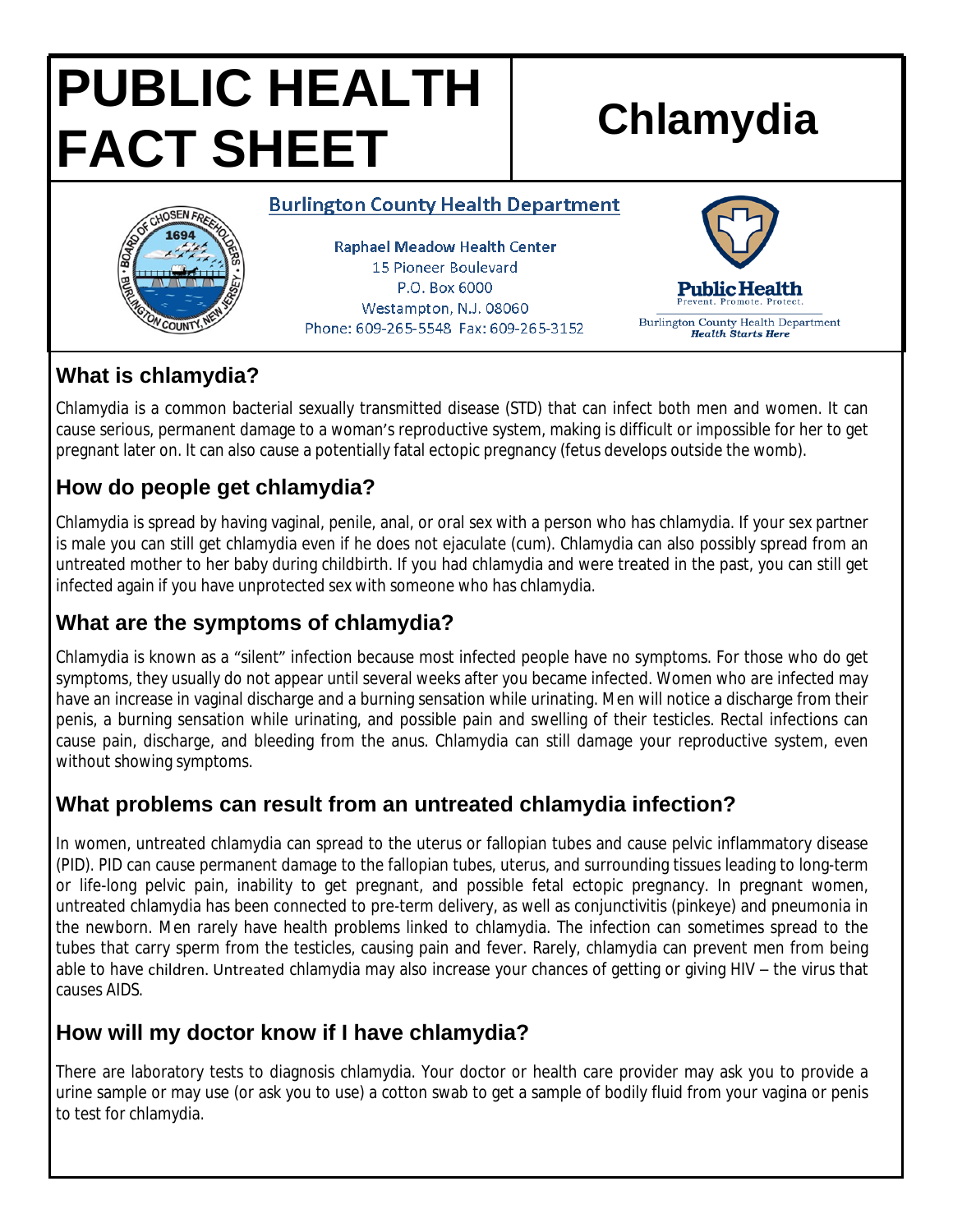# PUBLIC HEALTH FACT SHEET

# Chlamydia

**Burlington County Health Department**

Raphael Meadow Health Center
15 Pioneer Boulevard
P.O. Box 6000
Westampton, N.J. 08060
Phone: 609-265-5548 Fax: 609-265-3152

**Public Health**
Prevent. Promote. Protect.
Burlington County Health Department
*Health Starts Here*

## What is chlamydia?

Chlamydia is a common bacterial sexually transmitted disease (STD) that can infect both men and women. It can cause serious, permanent damage to a woman's reproductive system, making is difficult or impossible for her to get pregnant later on. It can also cause a potentially fatal ectopic pregnancy (fetus develops outside the womb).

## How do people get chlamydia?

Chlamydia is spread by having vaginal, penile, anal, or oral sex with a person who has chlamydia. If your sex partner is male you can still get chlamydia even if he does not ejaculate (cum). Chlamydia can also possibly spread from an untreated mother to her baby during childbirth. If you had chlamydia and were treated in the past, you can still get infected again if you have unprotected sex with someone who has chlamydia.

## What are the symptoms of chlamydia?

Chlamydia is known as a "silent" infection because most infected people have no symptoms. For those who do get symptoms, they usually do not appear until several weeks after you became infected. Women who are infected may have an increase in vaginal discharge and a burning sensation while urinating. Men will notice a discharge from their penis, a burning sensation while urinating, and possible pain and swelling of their testicles. Rectal infections can cause pain, discharge, and bleeding from the anus. Chlamydia can still damage your reproductive system, even without showing symptoms.

## What problems can result from an untreated chlamydia infection?

In women, untreated chlamydia can spread to the uterus or fallopian tubes and cause pelvic inflammatory disease (PID). PID can cause permanent damage to the fallopian tubes, uterus, and surrounding tissues leading to long-term or life-long pelvic pain, inability to get pregnant, and possible fetal ectopic pregnancy. In pregnant women, untreated chlamydia has been connected to pre-term delivery, as well as conjunctivitis (pinkeye) and pneumonia in the newborn. Men rarely have health problems linked to chlamydia. The infection can sometimes spread to the tubes that carry sperm from the testicles, causing pain and fever. Rarely, chlamydia can prevent men from being able to have children. Untreated chlamydia may also increase your chances of getting or giving HIV – the virus that causes AIDS.

## How will my doctor know if I have chlamydia?

There are laboratory tests to diagnosis chlamydia. Your doctor or health care provider may ask you to provide a urine sample or may use (or ask you to use) a cotton swab to get a sample of bodily fluid from your vagina or penis to test for chlamydia.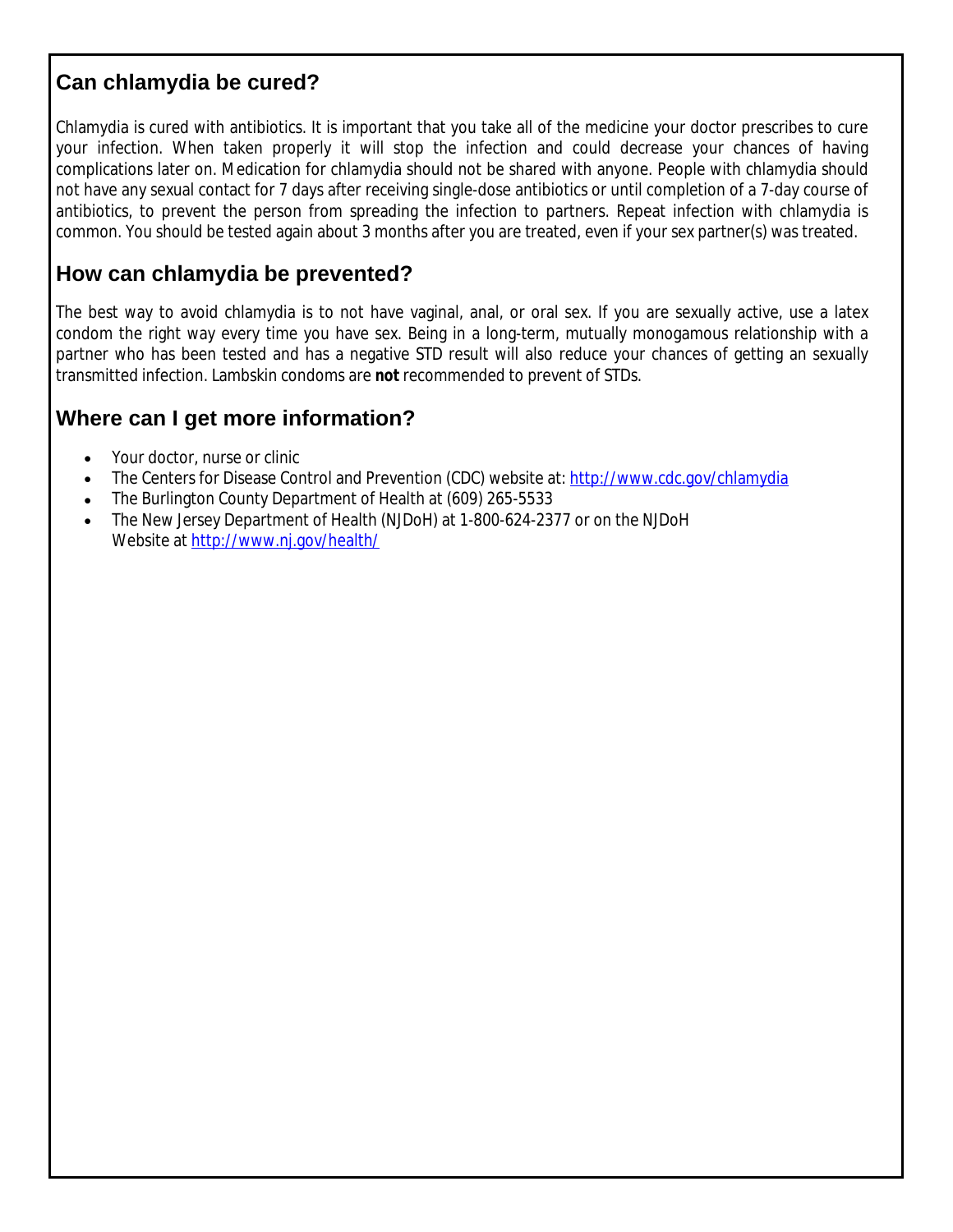## Can chlamydia be cured?

Chlamydia is cured with antibiotics. It is important that you take all of the medicine your doctor prescribes to cure your infection. When taken properly it will stop the infection and could decrease your chances of having complications later on. Medication for chlamydia should not be shared with anyone. People with chlamydia should not have any sexual contact for 7 days after receiving single-dose antibiotics or until completion of a 7-day course of antibiotics, to prevent the person from spreading the infection to partners. Repeat infection with chlamydia is common. You should be tested again about 3 months after you are treated, even if your sex partner(s) was treated.

## How can chlamydia be prevented?

The best way to avoid chlamydia is to not have vaginal, anal, or oral sex. If you are sexually active, use a latex condom the right way every time you have sex. Being in a long-term, mutually monogamous relationship with a partner who has been tested and has a negative STD result will also reduce your chances of getting an sexually transmitted infection. Lambskin condoms are **not** recommended to prevent of STDs.

## Where can I get more information?

- Your doctor, nurse or clinic
- The Centers for Disease Control and Prevention (CDC) website at: http://www.cdc.gov/chlamydia
- The Burlington County Department of Health at (609) 265-5533
- The New Jersey Department of Health (NJDoH) at 1-800-624-2377 or on the NJDoH Website at http://www.nj.gov/health/